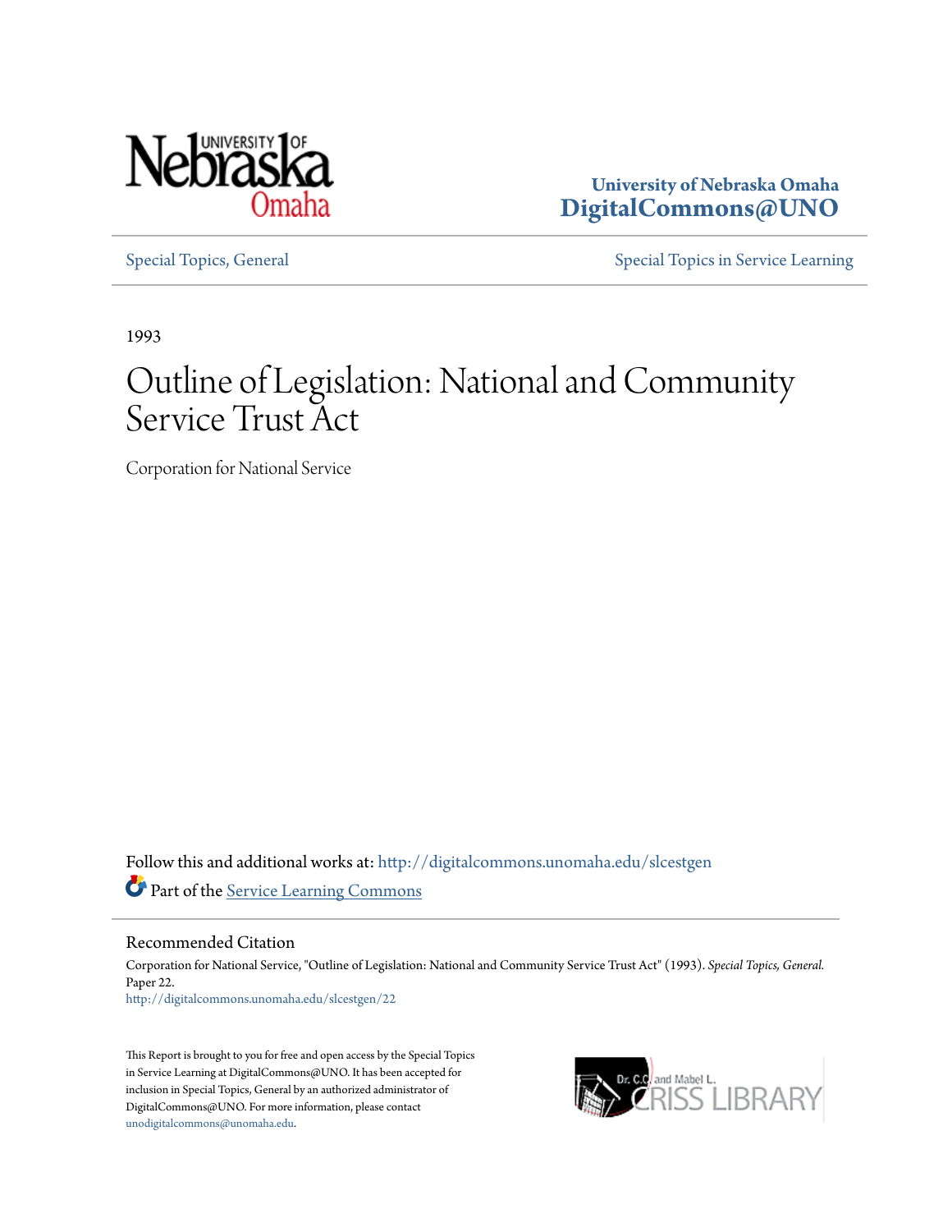University of Nebraska Omaha
**DigitalCommons@UNO**

Special Topics, General | Special Topics in Service Learning

1993

# Outline of Legislation: National and Community Service Trust Act

Corporation for National Service

Follow this and additional works at: http://digitalcommons.unomaha.edu/slcestgen

Part of the Service Learning Commons

## Recommended Citation

Corporation for National Service, "Outline of Legislation: National and Community Service Trust Act" (1993). *Special Topics, General.* Paper 22.
http://digitalcommons.unomaha.edu/slcestgen/22

This Report is brought to you for free and open access by the Special Topics in Service Learning at DigitalCommons@UNO. It has been accepted for inclusion in Special Topics, General by an authorized administrator of DigitalCommons@UNO. For more information, please contact unodigitalcommons@unomaha.edu.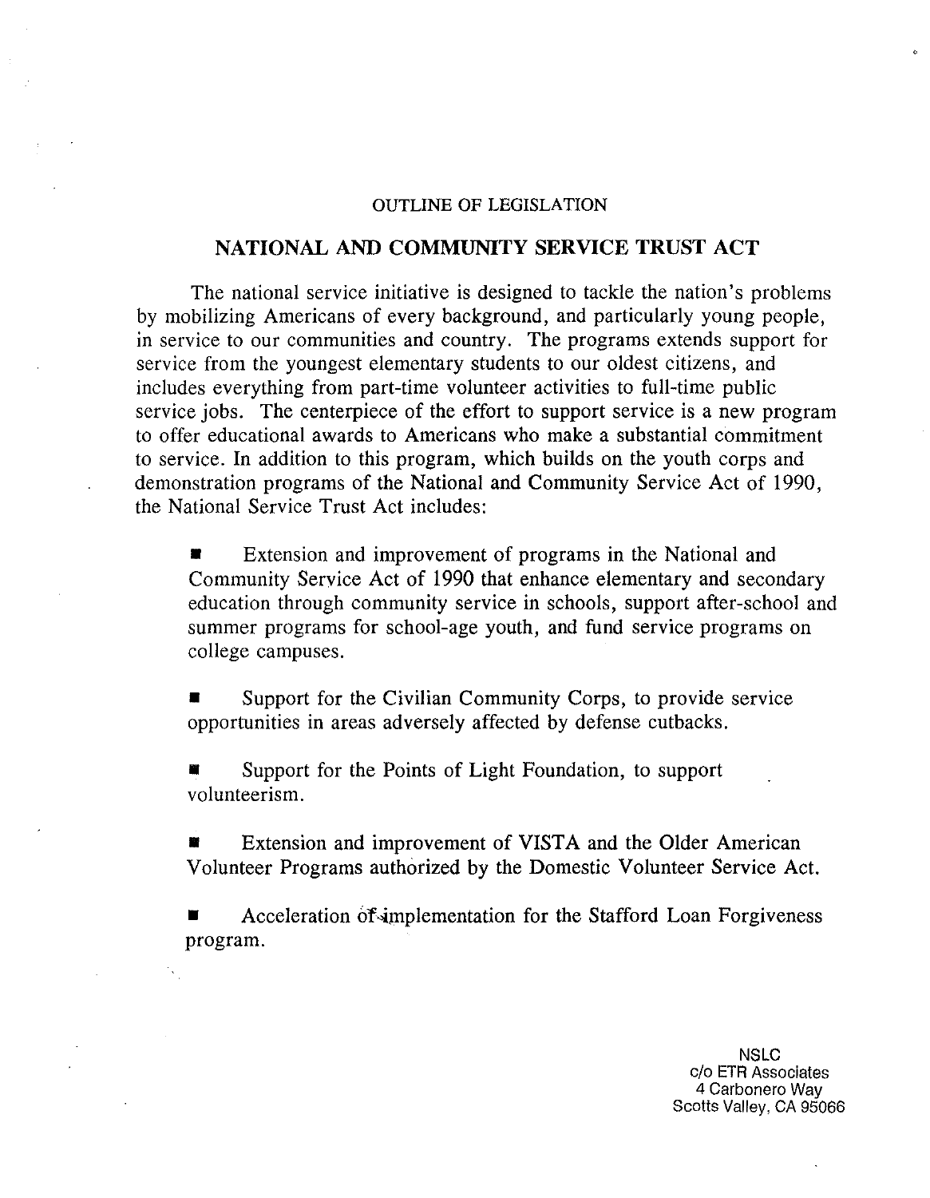OUTLINE OF LEGISLATION

# NATIONAL AND COMMUNITY SERVICE TRUST ACT

The national service initiative is designed to tackle the nation's problems by mobilizing Americans of every background, and particularly young people, in service to our communities and country. The programs extends support for service from the youngest elementary students to our oldest citizens, and includes everything from part-time volunteer activities to full-time public service jobs. The centerpiece of the effort to support service is a new program to offer educational awards to Americans who make a substantial commitment to service. In addition to this program, which builds on the youth corps and demonstration programs of the National and Community Service Act of 1990, the National Service Trust Act includes:

- Extension and improvement of programs in the National and Community Service Act of 1990 that enhance elementary and secondary education through community service in schools, support after-school and summer programs for school-age youth, and fund service programs on college campuses.

- Support for the Civilian Community Corps, to provide service opportunities in areas adversely affected by defense cutbacks.

- Support for the Points of Light Foundation, to support volunteerism.

- Extension and improvement of VISTA and the Older American Volunteer Programs authorized by the Domestic Volunteer Service Act.

- Acceleration of implementation for the Stafford Loan Forgiveness program.

NSLC
c/o ETR Associates
4 Carbonero Way
Scotts Valley, CA 95066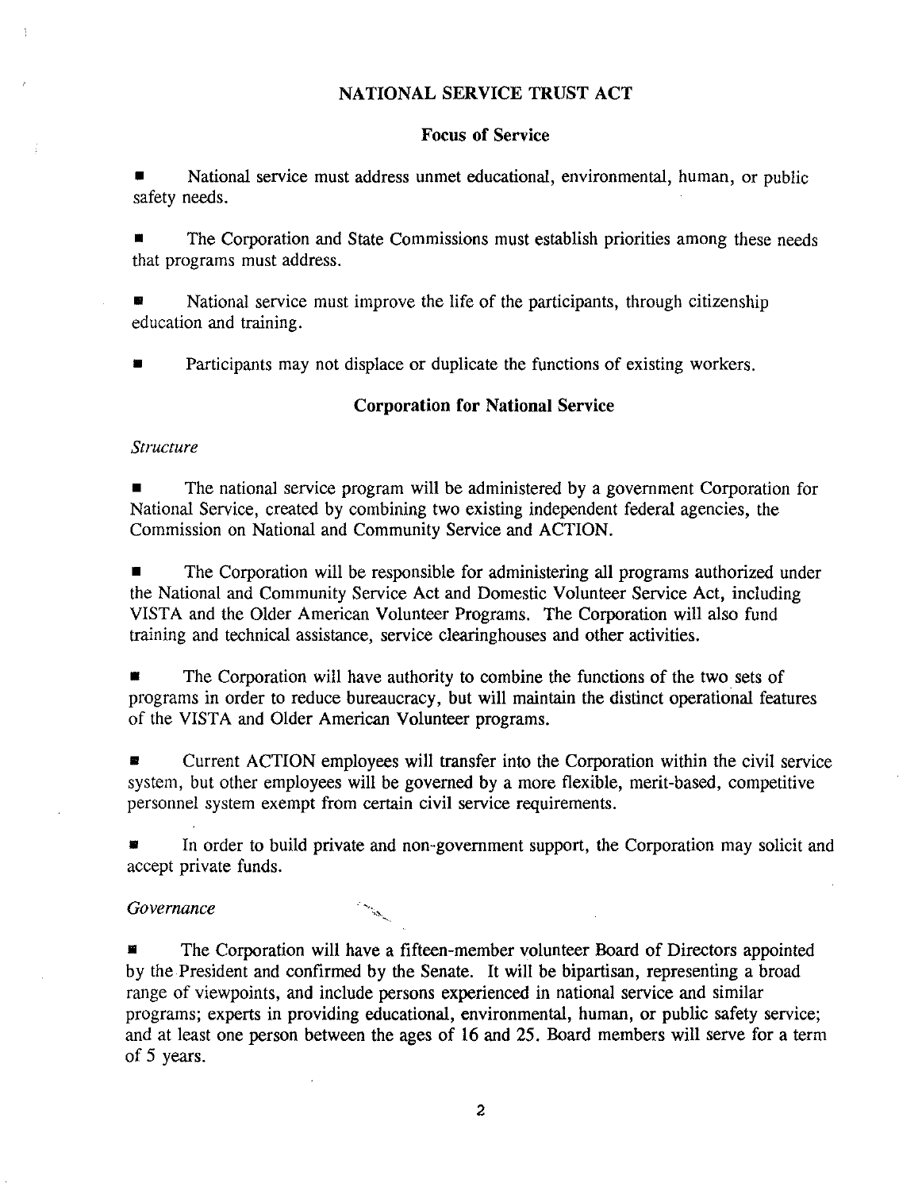# NATIONAL SERVICE TRUST ACT

## Focus of Service

- National service must address unmet educational, environmental, human, or public safety needs.

- The Corporation and State Commissions must establish priorities among these needs that programs must address.

- National service must improve the life of the participants, through citizenship education and training.

- Participants may not displace or duplicate the functions of existing workers.

## Corporation for National Service

*Structure*

- The national service program will be administered by a government Corporation for National Service, created by combining two existing independent federal agencies, the Commission on National and Community Service and ACTION.

- The Corporation will be responsible for administering all programs authorized under the National and Community Service Act and Domestic Volunteer Service Act, including VISTA and the Older American Volunteer Programs. The Corporation will also fund training and technical assistance, service clearinghouses and other activities.

- The Corporation will have authority to combine the functions of the two sets of programs in order to reduce bureaucracy, but will maintain the distinct operational features of the VISTA and Older American Volunteer programs.

- Current ACTION employees will transfer into the Corporation within the civil service system, but other employees will be governed by a more flexible, merit-based, competitive personnel system exempt from certain civil service requirements.

- In order to build private and non-government support, the Corporation may solicit and accept private funds.

*Governance*

- The Corporation will have a fifteen-member volunteer Board of Directors appointed by the President and confirmed by the Senate. It will be bipartisan, representing a broad range of viewpoints, and include persons experienced in national service and similar programs; experts in providing educational, environmental, human, or public safety service; and at least one person between the ages of 16 and 25. Board members will serve for a term of 5 years.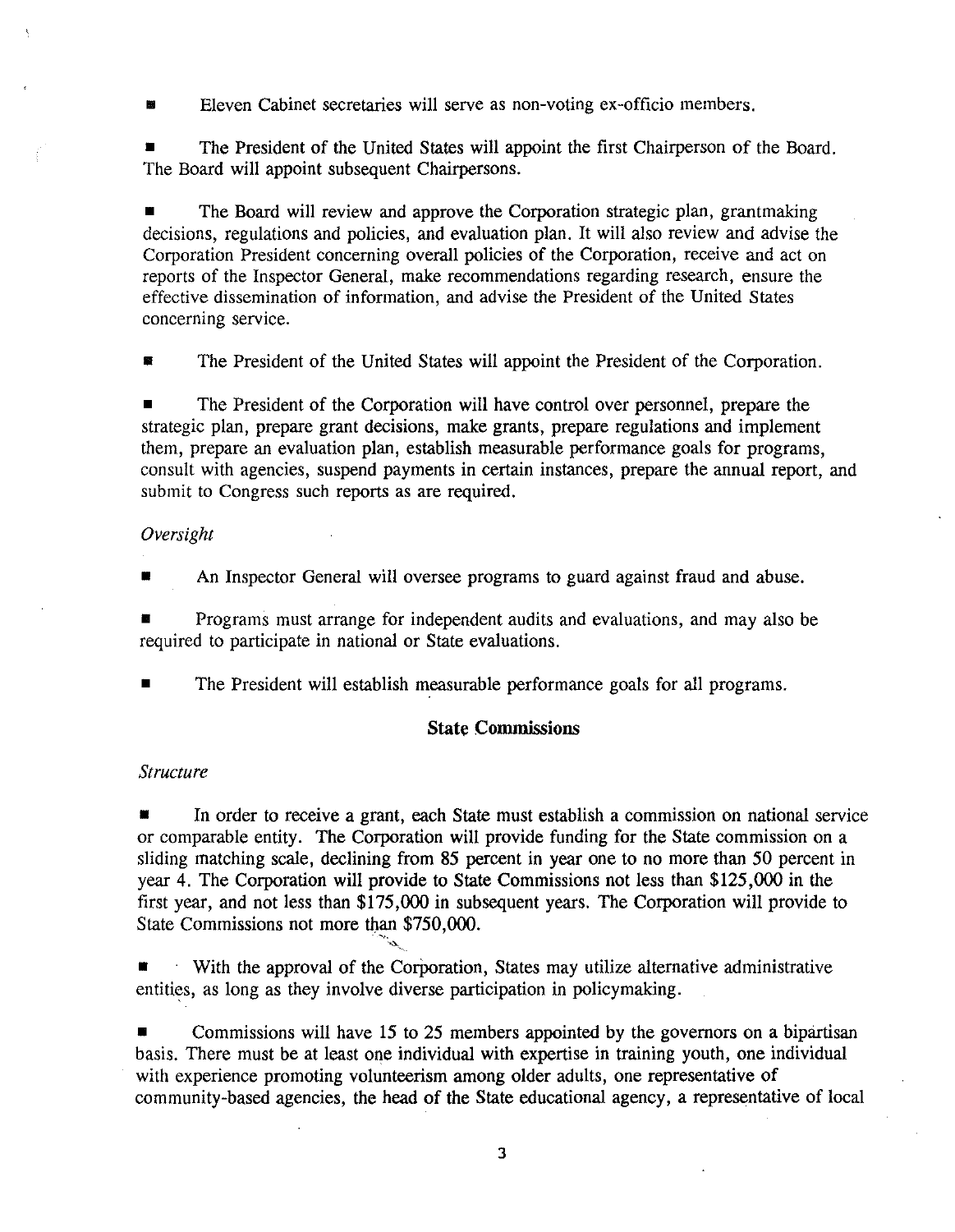- Eleven Cabinet secretaries will serve as non-voting ex-officio members.

- The President of the United States will appoint the first Chairperson of the Board. The Board will appoint subsequent Chairpersons.

- The Board will review and approve the Corporation strategic plan, grantmaking decisions, regulations and policies, and evaluation plan. It will also review and advise the Corporation President concerning overall policies of the Corporation, receive and act on reports of the Inspector General, make recommendations regarding research, ensure the effective dissemination of information, and advise the President of the United States concerning service.

- The President of the United States will appoint the President of the Corporation.

- The President of the Corporation will have control over personnel, prepare the strategic plan, prepare grant decisions, make grants, prepare regulations and implement them, prepare an evaluation plan, establish measurable performance goals for programs, consult with agencies, suspend payments in certain instances, prepare the annual report, and submit to Congress such reports as are required.

*Oversight*

- An Inspector General will oversee programs to guard against fraud and abuse.

- Programs must arrange for independent audits and evaluations, and may also be required to participate in national or State evaluations.

- The President will establish measurable performance goals for all programs.

## State Commissions

*Structure*

- In order to receive a grant, each State must establish a commission on national service or comparable entity. The Corporation will provide funding for the State commission on a sliding matching scale, declining from 85 percent in year one to no more than 50 percent in year 4. The Corporation will provide to State Commissions not less than $125,000 in the first year, and not less than $175,000 in subsequent years. The Corporation will provide to State Commissions not more than $750,000.

- With the approval of the Corporation, States may utilize alternative administrative entities, as long as they involve diverse participation in policymaking.

- Commissions will have 15 to 25 members appointed by the governors on a bipartisan basis. There must be at least one individual with expertise in training youth, one individual with experience promoting volunteerism among older adults, one representative of community-based agencies, the head of the State educational agency, a representative of local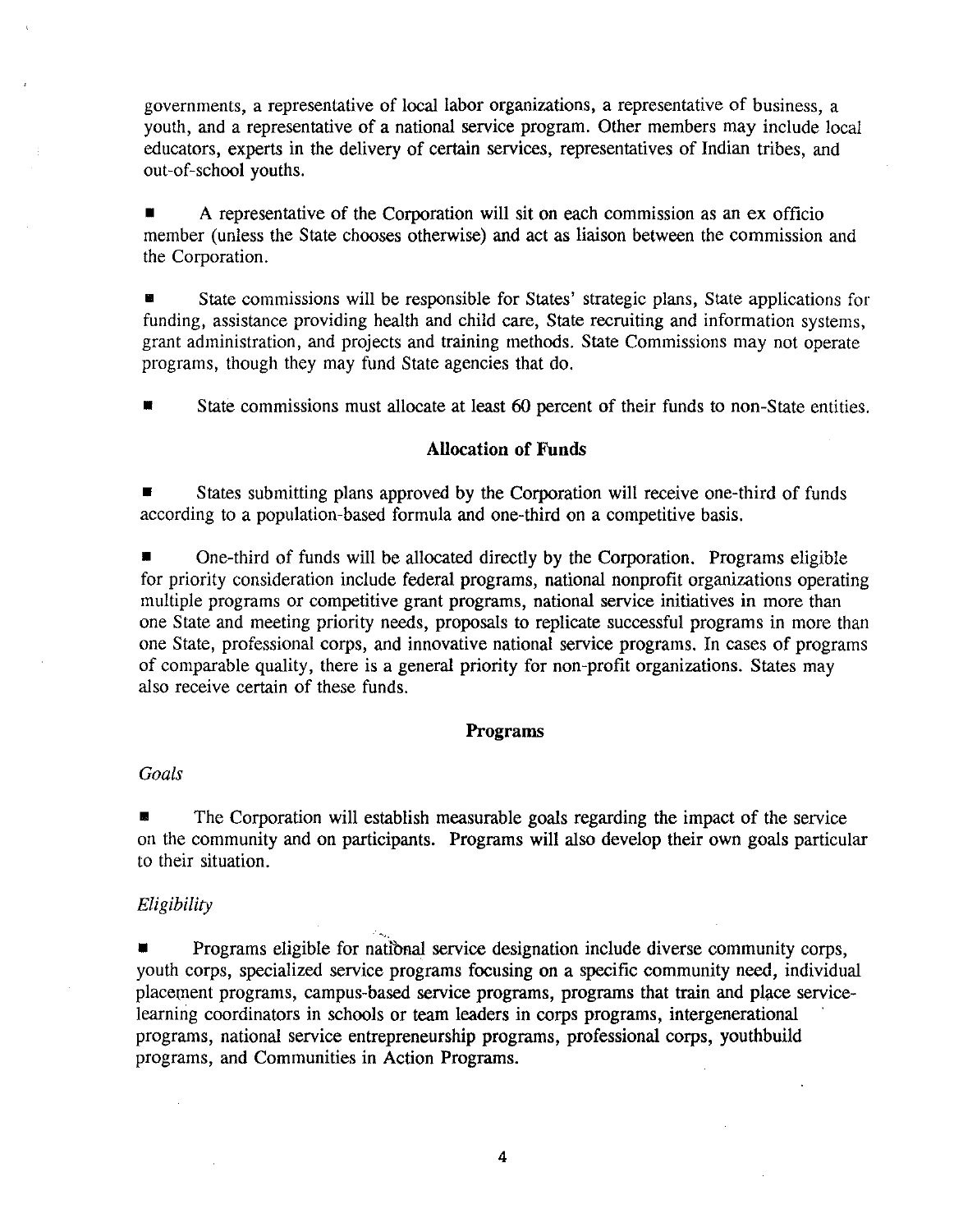governments, a representative of local labor organizations, a representative of business, a youth, and a representative of a national service program. Other members may include local educators, experts in the delivery of certain services, representatives of Indian tribes, and out-of-school youths.

- A representative of the Corporation will sit on each commission as an ex officio member (unless the State chooses otherwise) and act as liaison between the commission and the Corporation.

- State commissions will be responsible for States' strategic plans, State applications for funding, assistance providing health and child care, State recruiting and information systems, grant administration, and projects and training methods. State Commissions may not operate programs, though they may fund State agencies that do.

- State commissions must allocate at least 60 percent of their funds to non-State entities.

## Allocation of Funds

- States submitting plans approved by the Corporation will receive one-third of funds according to a population-based formula and one-third on a competitive basis.

- One-third of funds will be allocated directly by the Corporation. Programs eligible for priority consideration include federal programs, national nonprofit organizations operating multiple programs or competitive grant programs, national service initiatives in more than one State and meeting priority needs, proposals to replicate successful programs in more than one State, professional corps, and innovative national service programs. In cases of programs of comparable quality, there is a general priority for non-profit organizations. States may also receive certain of these funds.

## Programs

### *Goals*

- The Corporation will establish measurable goals regarding the impact of the service on the community and on participants. Programs will also develop their own goals particular to their situation.

### *Eligibility*

- Programs eligible for national service designation include diverse community corps, youth corps, specialized service programs focusing on a specific community need, individual placement programs, campus-based service programs, programs that train and place service-learning coordinators in schools or team leaders in corps programs, intergenerational programs, national service entrepreneurship programs, professional corps, youthbuild programs, and Communities in Action Programs.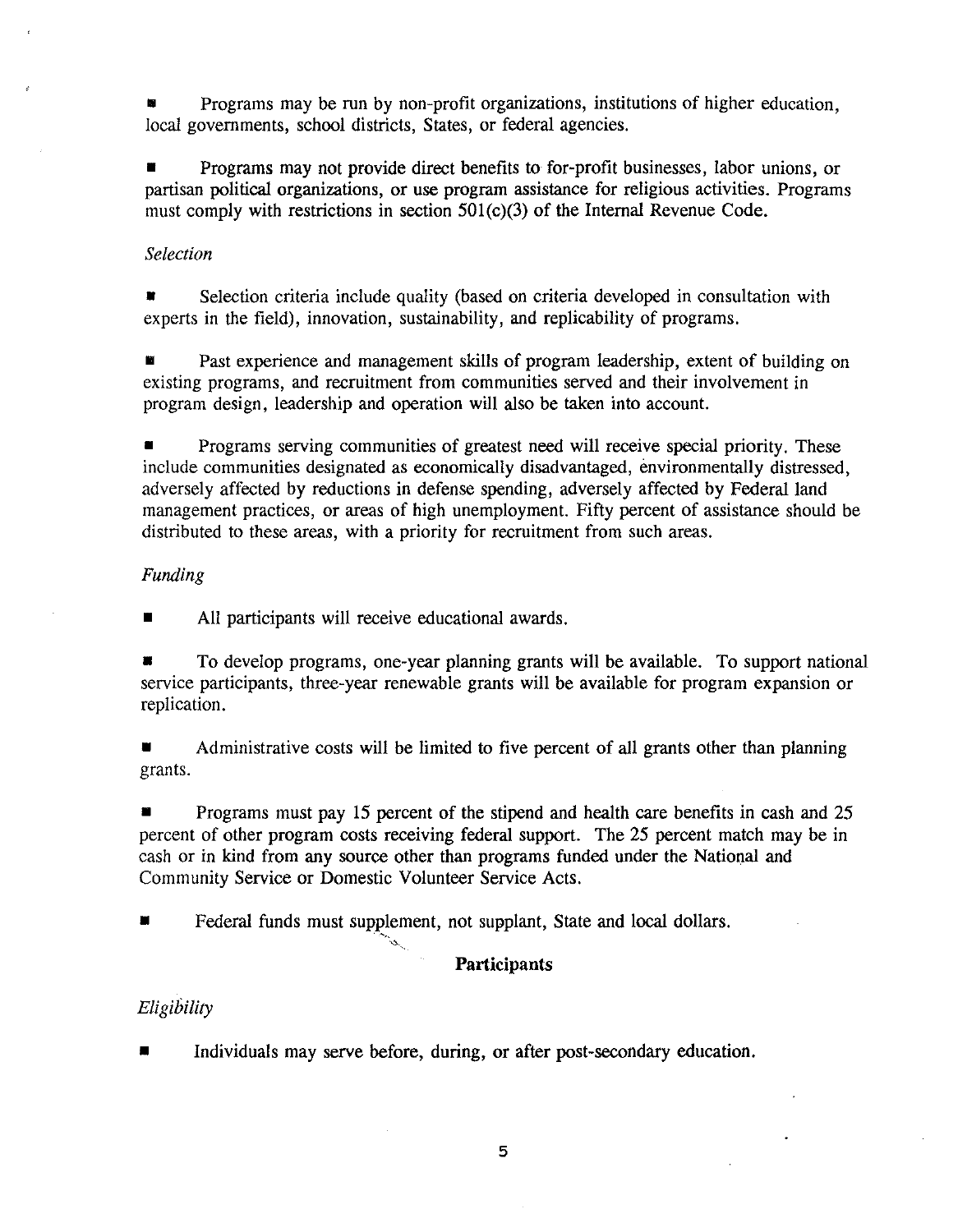- Programs may be run by non-profit organizations, institutions of higher education, local governments, school districts, States, or federal agencies.

- Programs may not provide direct benefits to for-profit businesses, labor unions, or partisan political organizations, or use program assistance for religious activities. Programs must comply with restrictions in section 501(c)(3) of the Internal Revenue Code.

*Selection*

- Selection criteria include quality (based on criteria developed in consultation with experts in the field), innovation, sustainability, and replicability of programs.

- Past experience and management skills of program leadership, extent of building on existing programs, and recruitment from communities served and their involvement in program design, leadership and operation will also be taken into account.

- Programs serving communities of greatest need will receive special priority. These include communities designated as economically disadvantaged, environmentally distressed, adversely affected by reductions in defense spending, adversely affected by Federal land management practices, or areas of high unemployment. Fifty percent of assistance should be distributed to these areas, with a priority for recruitment from such areas.

*Funding*

- All participants will receive educational awards.

- To develop programs, one-year planning grants will be available. To support national service participants, three-year renewable grants will be available for program expansion or replication.

- Administrative costs will be limited to five percent of all grants other than planning grants.

- Programs must pay 15 percent of the stipend and health care benefits in cash and 25 percent of other program costs receiving federal support. The 25 percent match may be in cash or in kind from any source other than programs funded under the National and Community Service or Domestic Volunteer Service Acts.

- Federal funds must supplement, not supplant, State and local dollars.

## Participants

*Eligibility*

- Individuals may serve before, during, or after post-secondary education.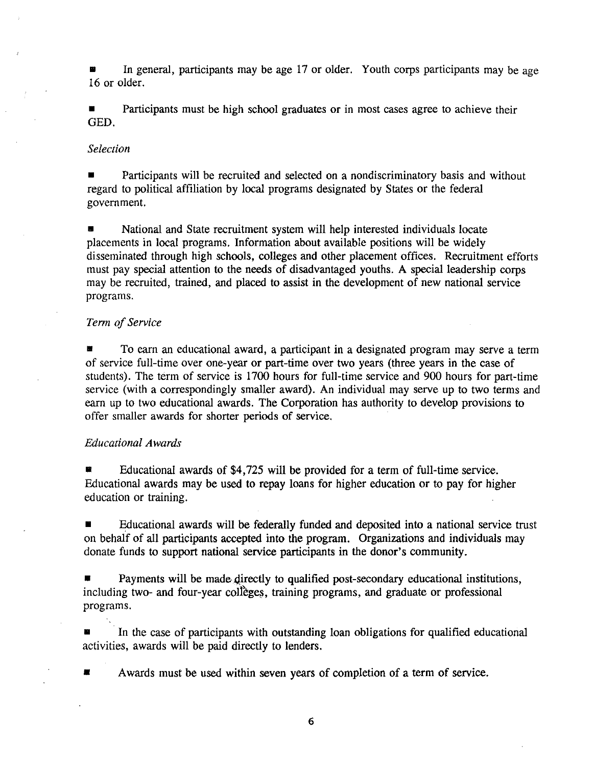- In general, participants may be age 17 or older. Youth corps participants may be age 16 or older.

- Participants must be high school graduates or in most cases agree to achieve their GED.

*Selection*

- Participants will be recruited and selected on a nondiscriminatory basis and without regard to political affiliation by local programs designated by States or the federal government.

- National and State recruitment system will help interested individuals locate placements in local programs. Information about available positions will be widely disseminated through high schools, colleges and other placement offices. Recruitment efforts must pay special attention to the needs of disadvantaged youths. A special leadership corps may be recruited, trained, and placed to assist in the development of new national service programs.

*Term of Service*

- To earn an educational award, a participant in a designated program may serve a term of service full-time over one-year or part-time over two years (three years in the case of students). The term of service is 1700 hours for full-time service and 900 hours for part-time service (with a correspondingly smaller award). An individual may serve up to two terms and earn up to two educational awards. The Corporation has authority to develop provisions to offer smaller awards for shorter periods of service.

*Educational Awards*

- Educational awards of $4,725 will be provided for a term of full-time service. Educational awards may be used to repay loans for higher education or to pay for higher education or training.

- Educational awards will be federally funded and deposited into a national service trust on behalf of all participants accepted into the program. Organizations and individuals may donate funds to support national service participants in the donor's community.

- Payments will be made directly to qualified post-secondary educational institutions, including two- and four-year colleges, training programs, and graduate or professional programs.

- In the case of participants with outstanding loan obligations for qualified educational activities, awards will be paid directly to lenders.

- Awards must be used within seven years of completion of a term of service.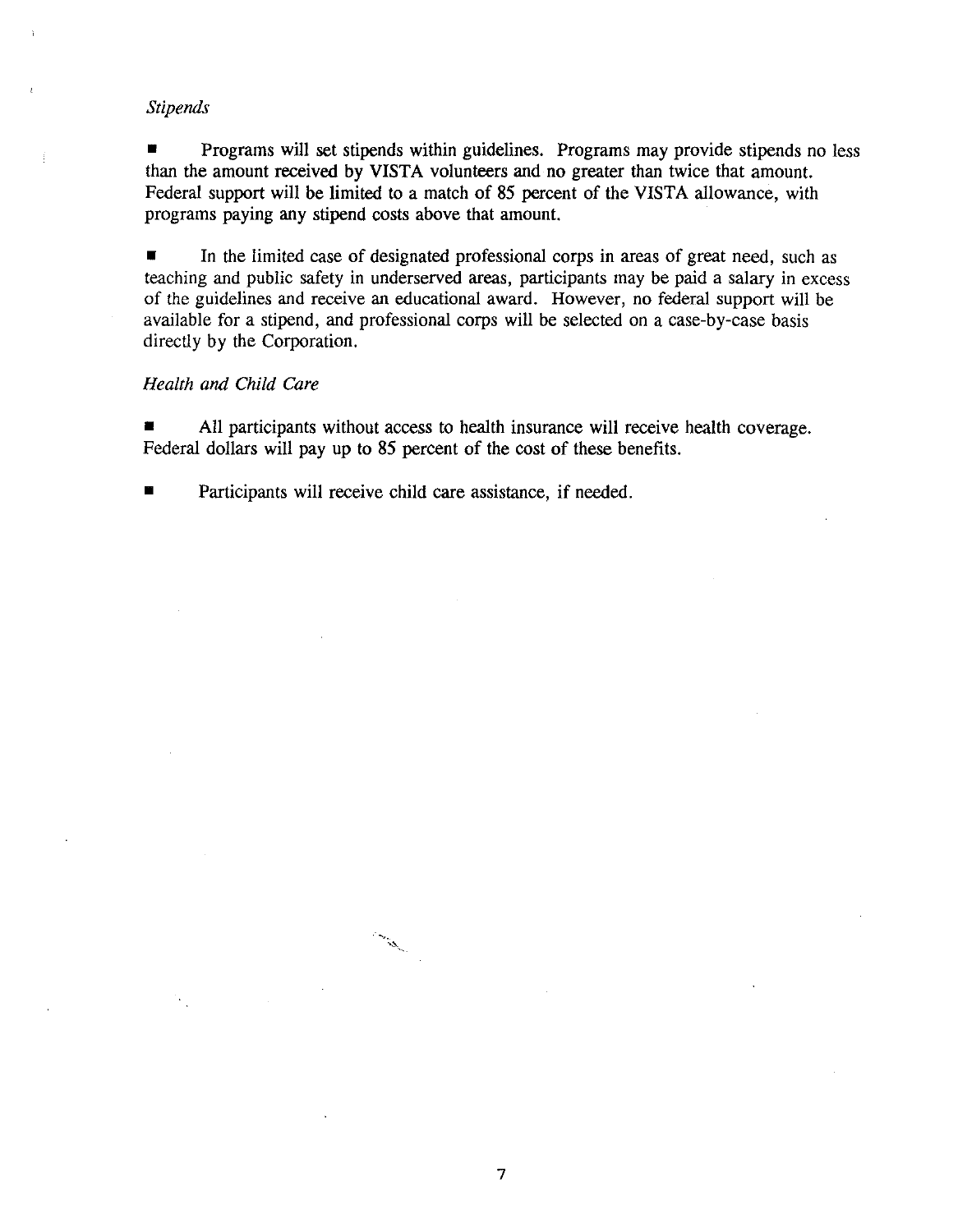*Stipends*

- Programs will set stipends within guidelines. Programs may provide stipends no less than the amount received by VISTA volunteers and no greater than twice that amount. Federal support will be limited to a match of 85 percent of the VISTA allowance, with programs paying any stipend costs above that amount.

- In the limited case of designated professional corps in areas of great need, such as teaching and public safety in underserved areas, participants may be paid a salary in excess of the guidelines and receive an educational award. However, no federal support will be available for a stipend, and professional corps will be selected on a case-by-case basis directly by the Corporation.

*Health and Child Care*

- All participants without access to health insurance will receive health coverage. Federal dollars will pay up to 85 percent of the cost of these benefits.

- Participants will receive child care assistance, if needed.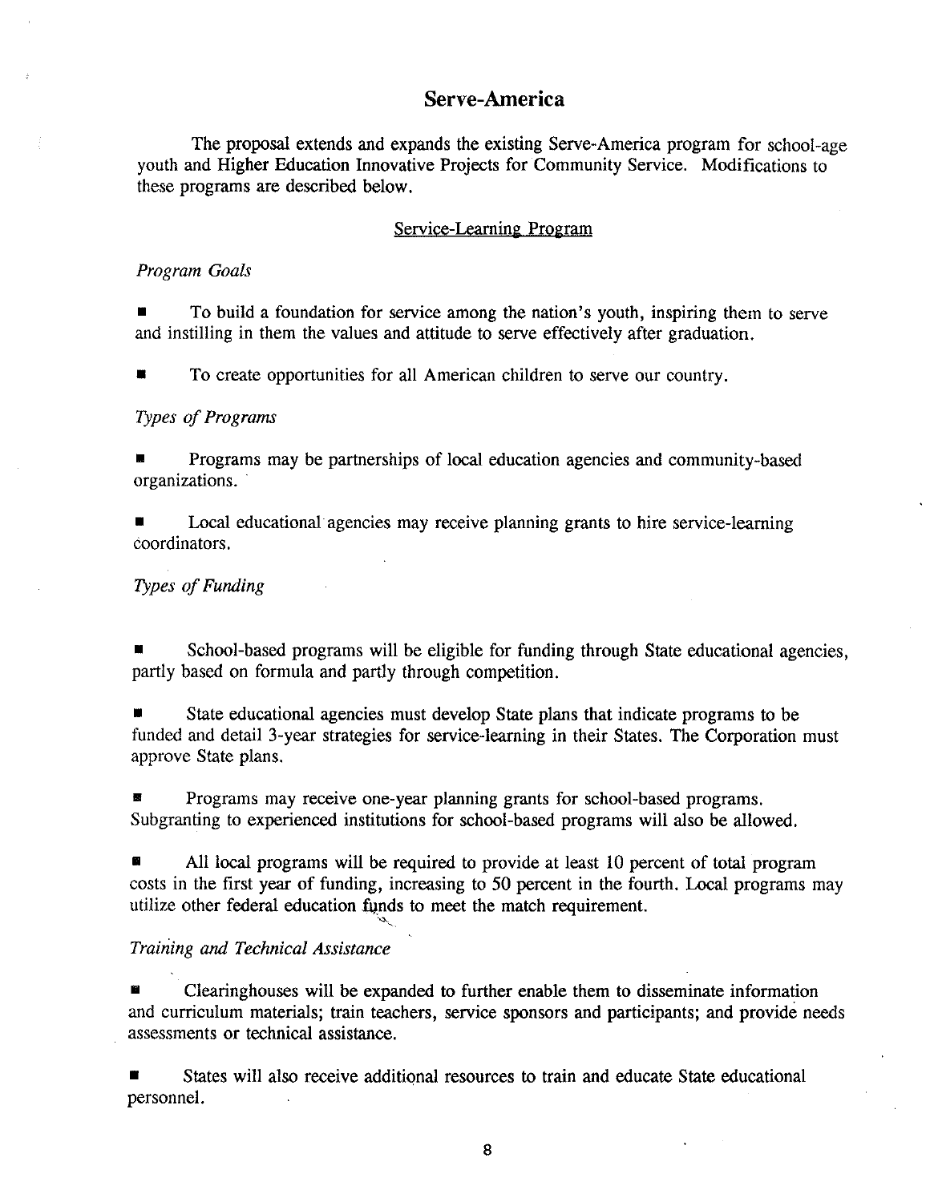## Serve-America

The proposal extends and expands the existing Serve-America program for school-age youth and Higher Education Innovative Projects for Community Service. Modifications to these programs are described below.

### Service-Learning Program

*Program Goals*

- To build a foundation for service among the nation's youth, inspiring them to serve and instilling in them the values and attitude to serve effectively after graduation.

- To create opportunities for all American children to serve our country.

*Types of Programs*

- Programs may be partnerships of local education agencies and community-based organizations.

- Local educational agencies may receive planning grants to hire service-learning coordinators.

*Types of Funding*

- School-based programs will be eligible for funding through State educational agencies, partly based on formula and partly through competition.

- State educational agencies must develop State plans that indicate programs to be funded and detail 3-year strategies for service-learning in their States. The Corporation must approve State plans.

- Programs may receive one-year planning grants for school-based programs. Subgranting to experienced institutions for school-based programs will also be allowed.

- All local programs will be required to provide at least 10 percent of total program costs in the first year of funding, increasing to 50 percent in the fourth. Local programs may utilize other federal education funds to meet the match requirement.

*Training and Technical Assistance*

- Clearinghouses will be expanded to further enable them to disseminate information and curriculum materials; train teachers, service sponsors and participants; and provide needs assessments or technical assistance.

- States will also receive additional resources to train and educate State educational personnel.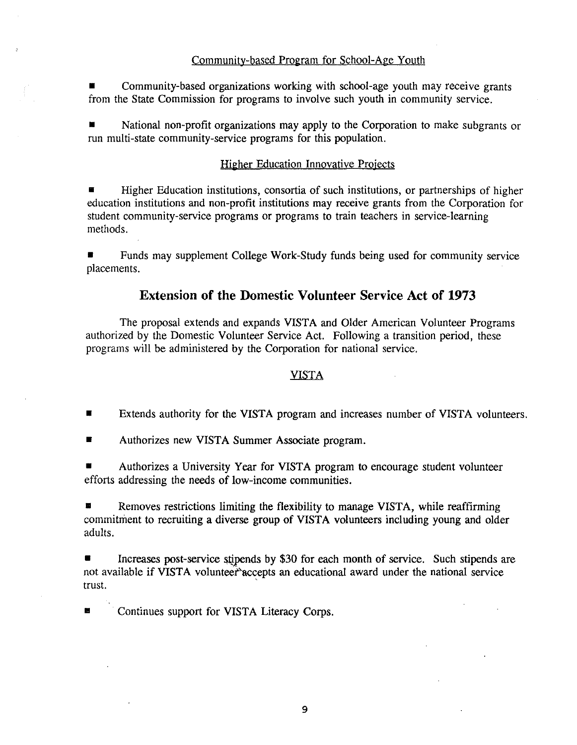### Community-based Program for School-Age Youth

- Community-based organizations working with school-age youth may receive grants from the State Commission for programs to involve such youth in community service.

- National non-profit organizations may apply to the Corporation to make subgrants or run multi-state community-service programs for this population.

### Higher Education Innovative Projects

- Higher Education institutions, consortia of such institutions, or partnerships of higher education institutions and non-profit institutions may receive grants from the Corporation for student community-service programs or programs to train teachers in service-learning methods.

- Funds may supplement College Work-Study funds being used for community service placements.

## Extension of the Domestic Volunteer Service Act of 1973

The proposal extends and expands VISTA and Older American Volunteer Programs authorized by the Domestic Volunteer Service Act. Following a transition period, these programs will be administered by the Corporation for national service.

### VISTA

- Extends authority for the VISTA program and increases number of VISTA volunteers.

- Authorizes new VISTA Summer Associate program.

- Authorizes a University Year for VISTA program to encourage student volunteer efforts addressing the needs of low-income communities.

- Removes restrictions limiting the flexibility to manage VISTA, while reaffirming commitment to recruiting a diverse group of VISTA volunteers including young and older adults.

- Increases post-service stipends by $30 for each month of service. Such stipends are not available if VISTA volunteer accepts an educational award under the national service trust.

- Continues support for VISTA Literacy Corps.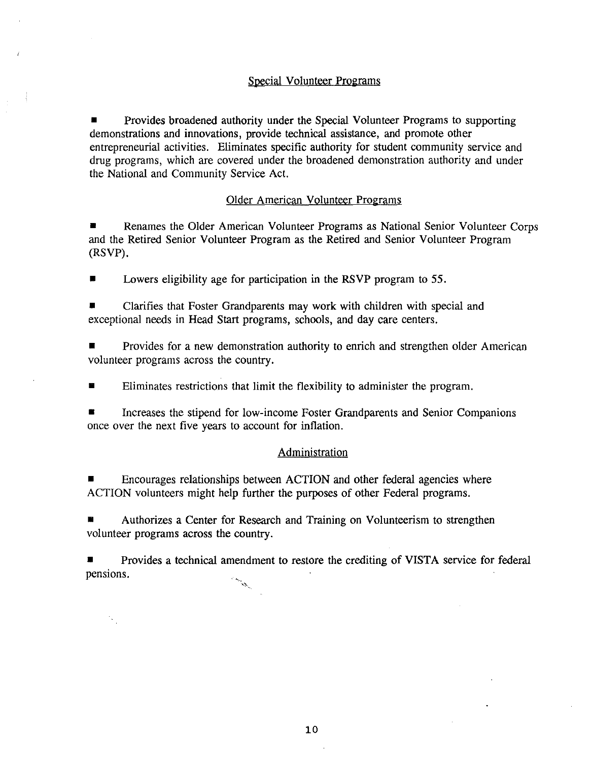## Special Volunteer Programs

- Provides broadened authority under the Special Volunteer Programs to supporting demonstrations and innovations, provide technical assistance, and promote other entrepreneurial activities. Eliminates specific authority for student community service and drug programs, which are covered under the broadened demonstration authority and under the National and Community Service Act.

## Older American Volunteer Programs

- Renames the Older American Volunteer Programs as National Senior Volunteer Corps and the Retired Senior Volunteer Program as the Retired and Senior Volunteer Program (RSVP).

- Lowers eligibility age for participation in the RSVP program to 55.

- Clarifies that Foster Grandparents may work with children with special and exceptional needs in Head Start programs, schools, and day care centers.

- Provides for a new demonstration authority to enrich and strengthen older American volunteer programs across the country.

- Eliminates restrictions that limit the flexibility to administer the program.

- Increases the stipend for low-income Foster Grandparents and Senior Companions once over the next five years to account for inflation.

## Administration

- Encourages relationships between ACTION and other federal agencies where ACTION volunteers might help further the purposes of other Federal programs.

- Authorizes a Center for Research and Training on Volunteerism to strengthen volunteer programs across the country.

- Provides a technical amendment to restore the crediting of VISTA service for federal pensions.